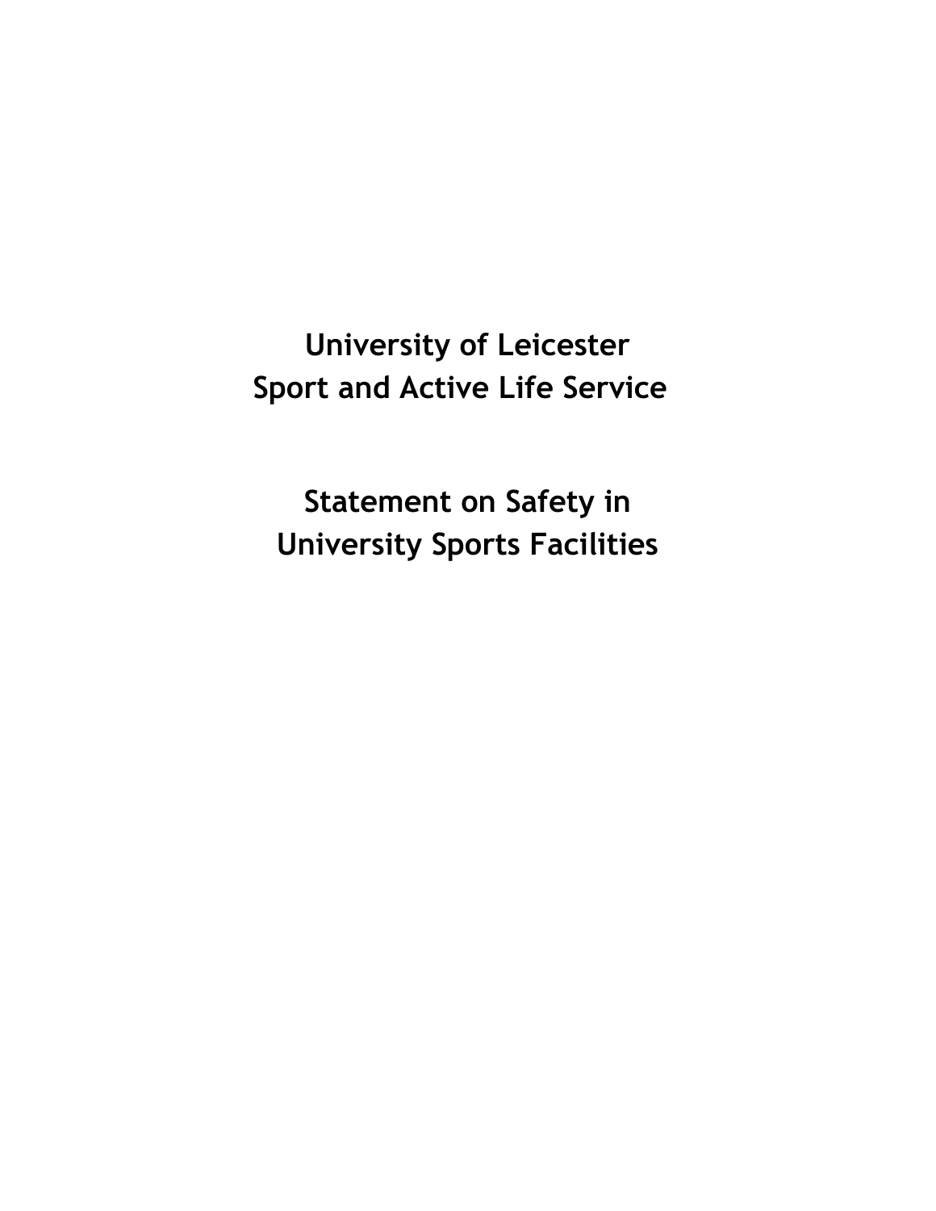# University of Leicester
# Sport and Active Life Service

# Statement on Safety in University Sports Facilities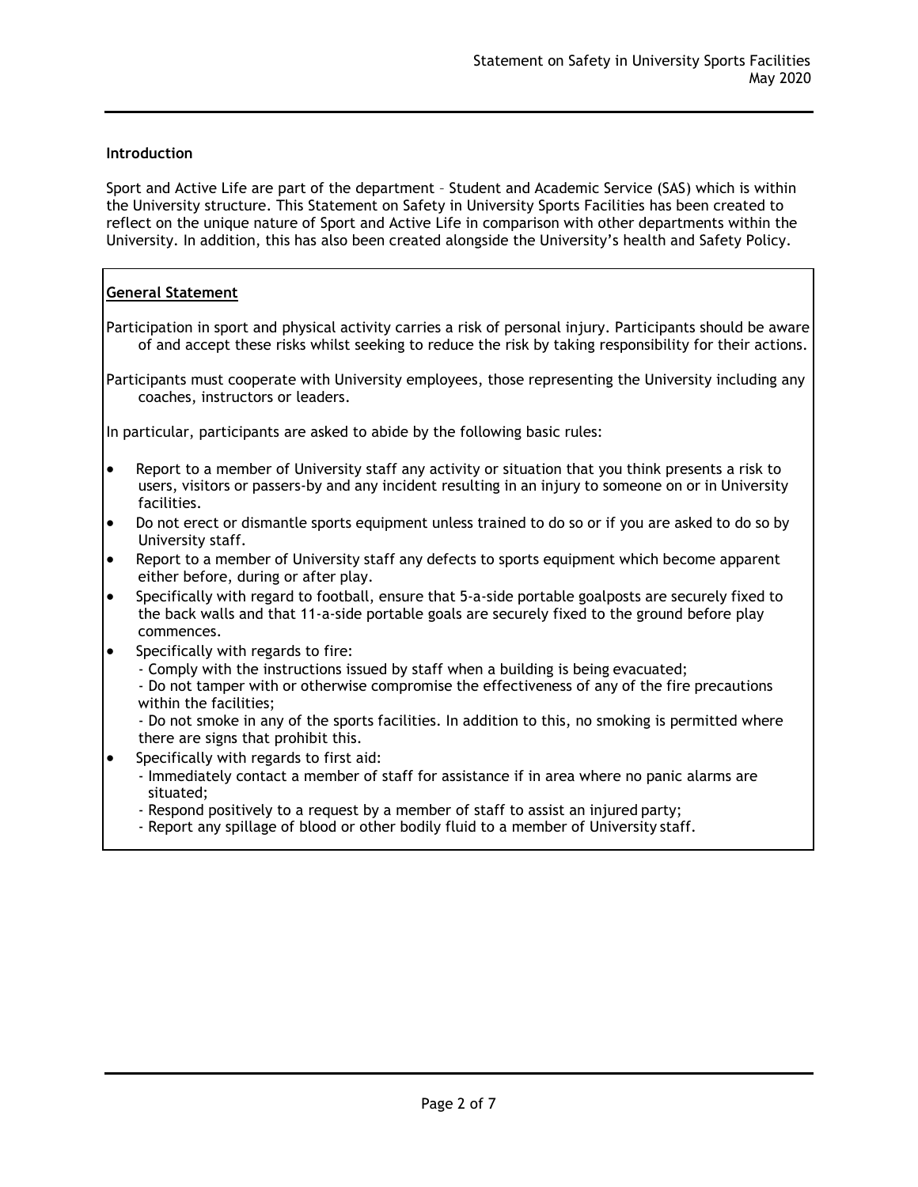## Introduction

Sport and Active Life are part of the department – Student and Academic Service (SAS) which is within the University structure. This Statement on Safety in University Sports Facilities has been created to reflect on the unique nature of Sport and Active Life in comparison with other departments within the University. In addition, this has also been created alongside the University's health and Safety Policy.

## General Statement

Participation in sport and physical activity carries a risk of personal injury. Participants should be aware of and accept these risks whilst seeking to reduce the risk by taking responsibility for their actions.

Participants must cooperate with University employees, those representing the University including any coaches, instructors or leaders.

In particular, participants are asked to abide by the following basic rules:

- Report to a member of University staff any activity or situation that you think presents a risk to users, visitors or passers-by and any incident resulting in an injury to someone on or in University facilities.
- Do not erect or dismantle sports equipment unless trained to do so or if you are asked to do so by University staff.
- Report to a member of University staff any defects to sports equipment which become apparent either before, during or after play.
- Specifically with regard to football, ensure that 5-a-side portable goalposts are securely fixed to the back walls and that 11-a-side portable goals are securely fixed to the ground before play commences.
- Specifically with regards to fire:
  - Comply with the instructions issued by staff when a building is being evacuated;
  - Do not tamper with or otherwise compromise the effectiveness of any of the fire precautions within the facilities;
  - Do not smoke in any of the sports facilities. In addition to this, no smoking is permitted where there are signs that prohibit this.
- Specifically with regards to first aid:
  - Immediately contact a member of staff for assistance if in area where no panic alarms are situated;
  - Respond positively to a request by a member of staff to assist an injured party;
  - Report any spillage of blood or other bodily fluid to a member of University staff.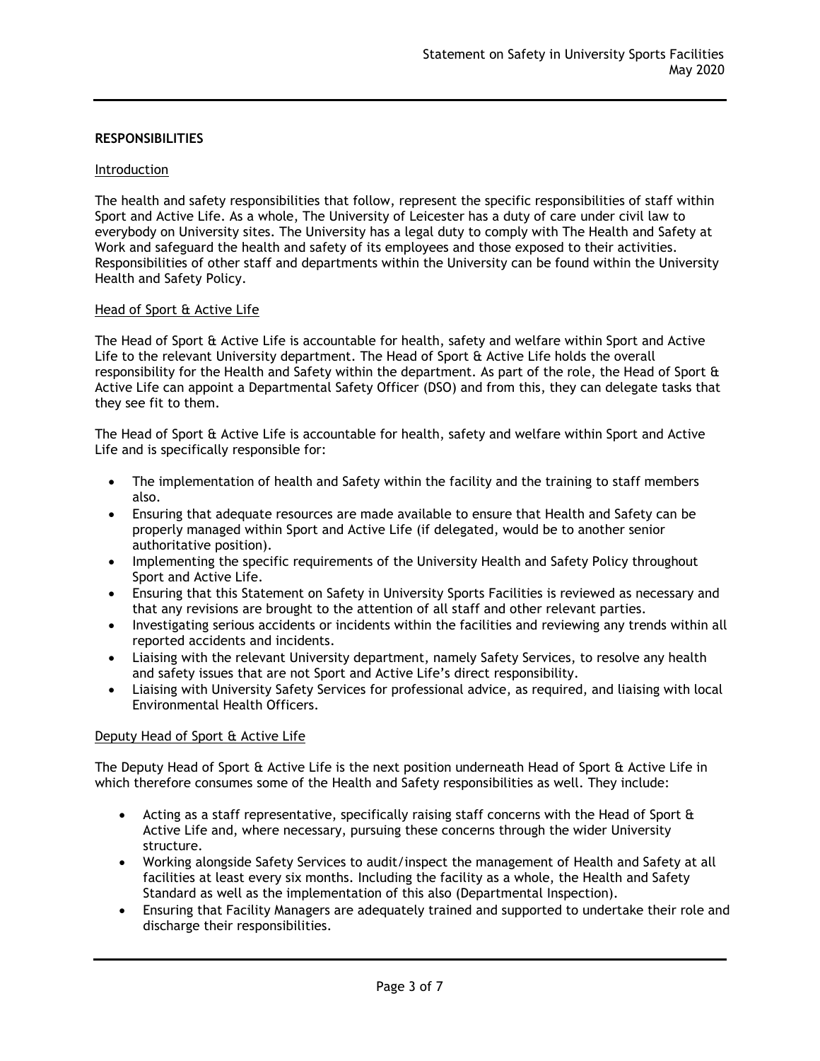## RESPONSIBILITIES

### Introduction

The health and safety responsibilities that follow, represent the specific responsibilities of staff within Sport and Active Life. As a whole, The University of Leicester has a duty of care under civil law to everybody on University sites. The University has a legal duty to comply with The Health and Safety at Work and safeguard the health and safety of its employees and those exposed to their activities. Responsibilities of other staff and departments within the University can be found within the University Health and Safety Policy.

### Head of Sport & Active Life

The Head of Sport & Active Life is accountable for health, safety and welfare within Sport and Active Life to the relevant University department. The Head of Sport & Active Life holds the overall responsibility for the Health and Safety within the department. As part of the role, the Head of Sport & Active Life can appoint a Departmental Safety Officer (DSO) and from this, they can delegate tasks that they see fit to them.

The Head of Sport & Active Life is accountable for health, safety and welfare within Sport and Active Life and is specifically responsible for:

- The implementation of health and Safety within the facility and the training to staff members also.
- Ensuring that adequate resources are made available to ensure that Health and Safety can be properly managed within Sport and Active Life (if delegated, would be to another senior authoritative position).
- Implementing the specific requirements of the University Health and Safety Policy throughout Sport and Active Life.
- Ensuring that this Statement on Safety in University Sports Facilities is reviewed as necessary and that any revisions are brought to the attention of all staff and other relevant parties.
- Investigating serious accidents or incidents within the facilities and reviewing any trends within all reported accidents and incidents.
- Liaising with the relevant University department, namely Safety Services, to resolve any health and safety issues that are not Sport and Active Life's direct responsibility.
- Liaising with University Safety Services for professional advice, as required, and liaising with local Environmental Health Officers.

### Deputy Head of Sport & Active Life

The Deputy Head of Sport & Active Life is the next position underneath Head of Sport & Active Life in which therefore consumes some of the Health and Safety responsibilities as well. They include:

- Acting as a staff representative, specifically raising staff concerns with the Head of Sport & Active Life and, where necessary, pursuing these concerns through the wider University structure.
- Working alongside Safety Services to audit/inspect the management of Health and Safety at all facilities at least every six months. Including the facility as a whole, the Health and Safety Standard as well as the implementation of this also (Departmental Inspection).
- Ensuring that Facility Managers are adequately trained and supported to undertake their role and discharge their responsibilities.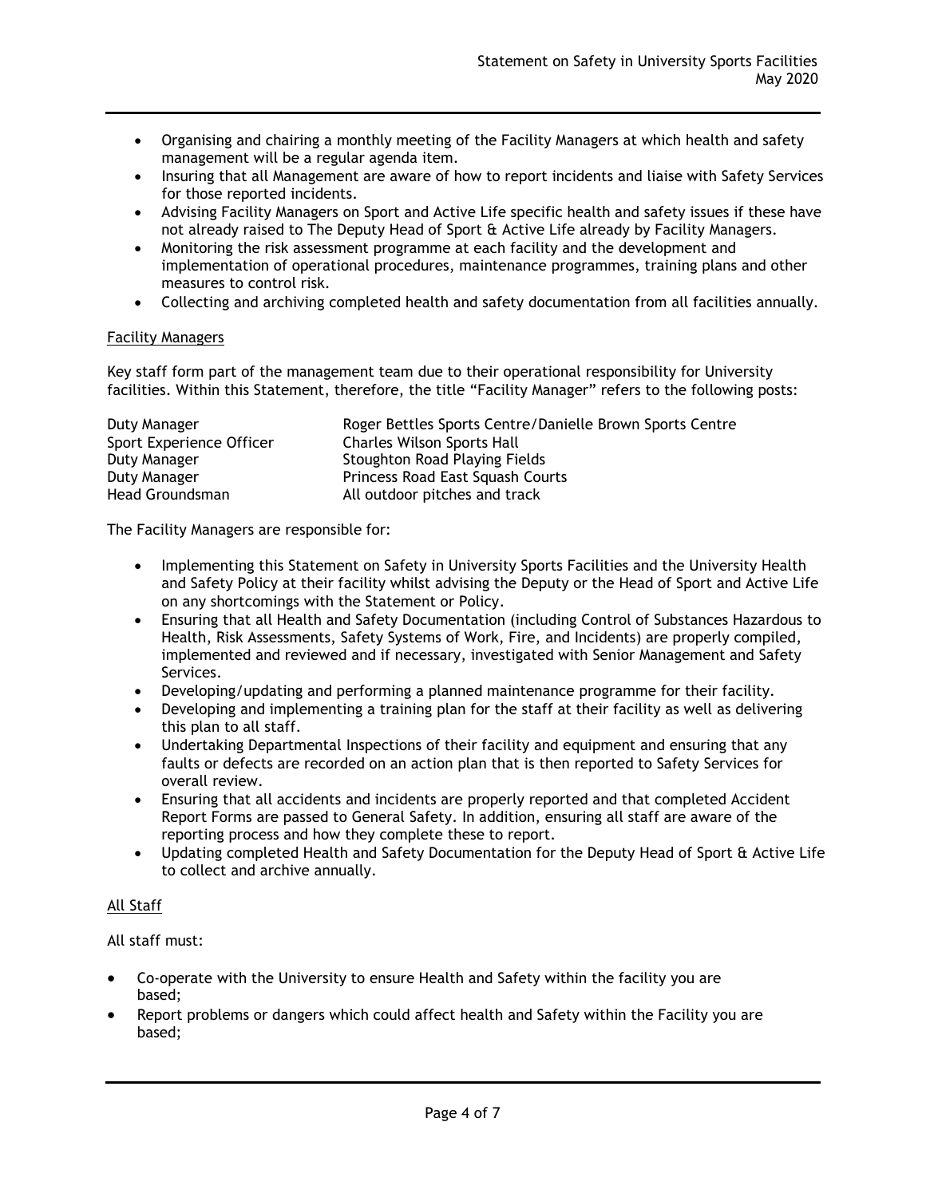- Organising and chairing a monthly meeting of the Facility Managers at which health and safety management will be a regular agenda item.
- Insuring that all Management are aware of how to report incidents and liaise with Safety Services for those reported incidents.
- Advising Facility Managers on Sport and Active Life specific health and safety issues if these have not already raised to The Deputy Head of Sport & Active Life already by Facility Managers.
- Monitoring the risk assessment programme at each facility and the development and implementation of operational procedures, maintenance programmes, training plans and other measures to control risk.
- Collecting and archiving completed health and safety documentation from all facilities annually.

Facility Managers

Key staff form part of the management team due to their operational responsibility for University facilities. Within this Statement, therefore, the title "Facility Manager" refers to the following posts:

| | |
|---|---|
| Duty Manager | Roger Bettles Sports Centre/Danielle Brown Sports Centre |
| Sport Experience Officer | Charles Wilson Sports Hall |
| Duty Manager | Stoughton Road Playing Fields |
| Duty Manager | Princess Road East Squash Courts |
| Head Groundsman | All outdoor pitches and track |

The Facility Managers are responsible for:

- Implementing this Statement on Safety in University Sports Facilities and the University Health and Safety Policy at their facility whilst advising the Deputy or the Head of Sport and Active Life on any shortcomings with the Statement or Policy.
- Ensuring that all Health and Safety Documentation (including Control of Substances Hazardous to Health, Risk Assessments, Safety Systems of Work, Fire, and Incidents) are properly compiled, implemented and reviewed and if necessary, investigated with Senior Management and Safety Services.
- Developing/updating and performing a planned maintenance programme for their facility.
- Developing and implementing a training plan for the staff at their facility as well as delivering this plan to all staff.
- Undertaking Departmental Inspections of their facility and equipment and ensuring that any faults or defects are recorded on an action plan that is then reported to Safety Services for overall review.
- Ensuring that all accidents and incidents are properly reported and that completed Accident Report Forms are passed to General Safety. In addition, ensuring all staff are aware of the reporting process and how they complete these to report.
- Updating completed Health and Safety Documentation for the Deputy Head of Sport & Active Life to collect and archive annually.

All Staff

All staff must:

- Co-operate with the University to ensure Health and Safety within the facility you are based;
- Report problems or dangers which could affect health and Safety within the Facility you are based;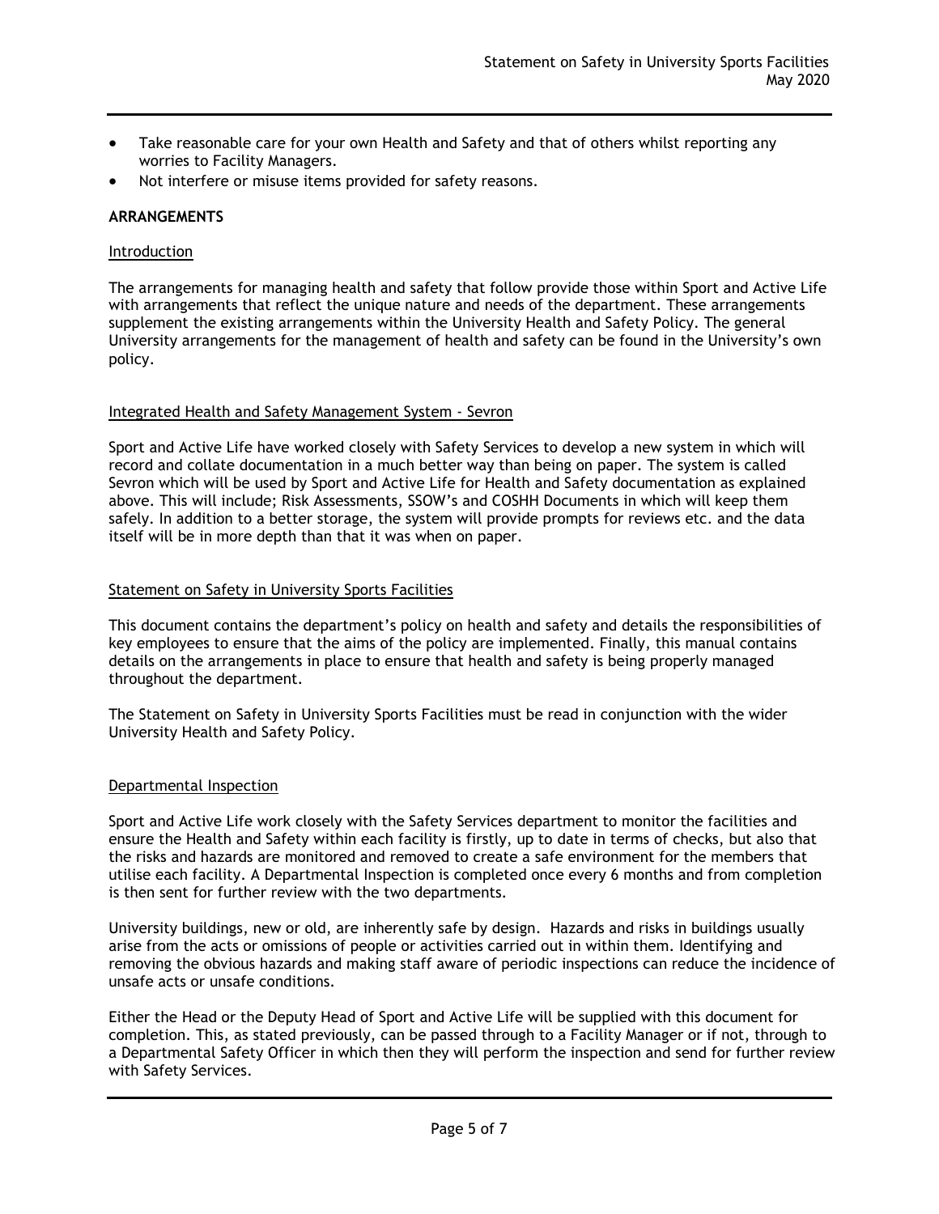- Take reasonable care for your own Health and Safety and that of others whilst reporting any worries to Facility Managers.
- Not interfere or misuse items provided for safety reasons.

## ARRANGEMENTS

### Introduction

The arrangements for managing health and safety that follow provide those within Sport and Active Life with arrangements that reflect the unique nature and needs of the department. These arrangements supplement the existing arrangements within the University Health and Safety Policy. The general University arrangements for the management of health and safety can be found in the University's own policy.

### Integrated Health and Safety Management System - Sevron

Sport and Active Life have worked closely with Safety Services to develop a new system in which will record and collate documentation in a much better way than being on paper. The system is called Sevron which will be used by Sport and Active Life for Health and Safety documentation as explained above. This will include; Risk Assessments, SSOW's and COSHH Documents in which will keep them safely. In addition to a better storage, the system will provide prompts for reviews etc. and the data itself will be in more depth than that it was when on paper.

### Statement on Safety in University Sports Facilities

This document contains the department's policy on health and safety and details the responsibilities of key employees to ensure that the aims of the policy are implemented. Finally, this manual contains details on the arrangements in place to ensure that health and safety is being properly managed throughout the department.

The Statement on Safety in University Sports Facilities must be read in conjunction with the wider University Health and Safety Policy.

### Departmental Inspection

Sport and Active Life work closely with the Safety Services department to monitor the facilities and ensure the Health and Safety within each facility is firstly, up to date in terms of checks, but also that the risks and hazards are monitored and removed to create a safe environment for the members that utilise each facility. A Departmental Inspection is completed once every 6 months and from completion is then sent for further review with the two departments.

University buildings, new or old, are inherently safe by design. Hazards and risks in buildings usually arise from the acts or omissions of people or activities carried out in within them. Identifying and removing the obvious hazards and making staff aware of periodic inspections can reduce the incidence of unsafe acts or unsafe conditions.

Either the Head or the Deputy Head of Sport and Active Life will be supplied with this document for completion. This, as stated previously, can be passed through to a Facility Manager or if not, through to a Departmental Safety Officer in which then they will perform the inspection and send for further review with Safety Services.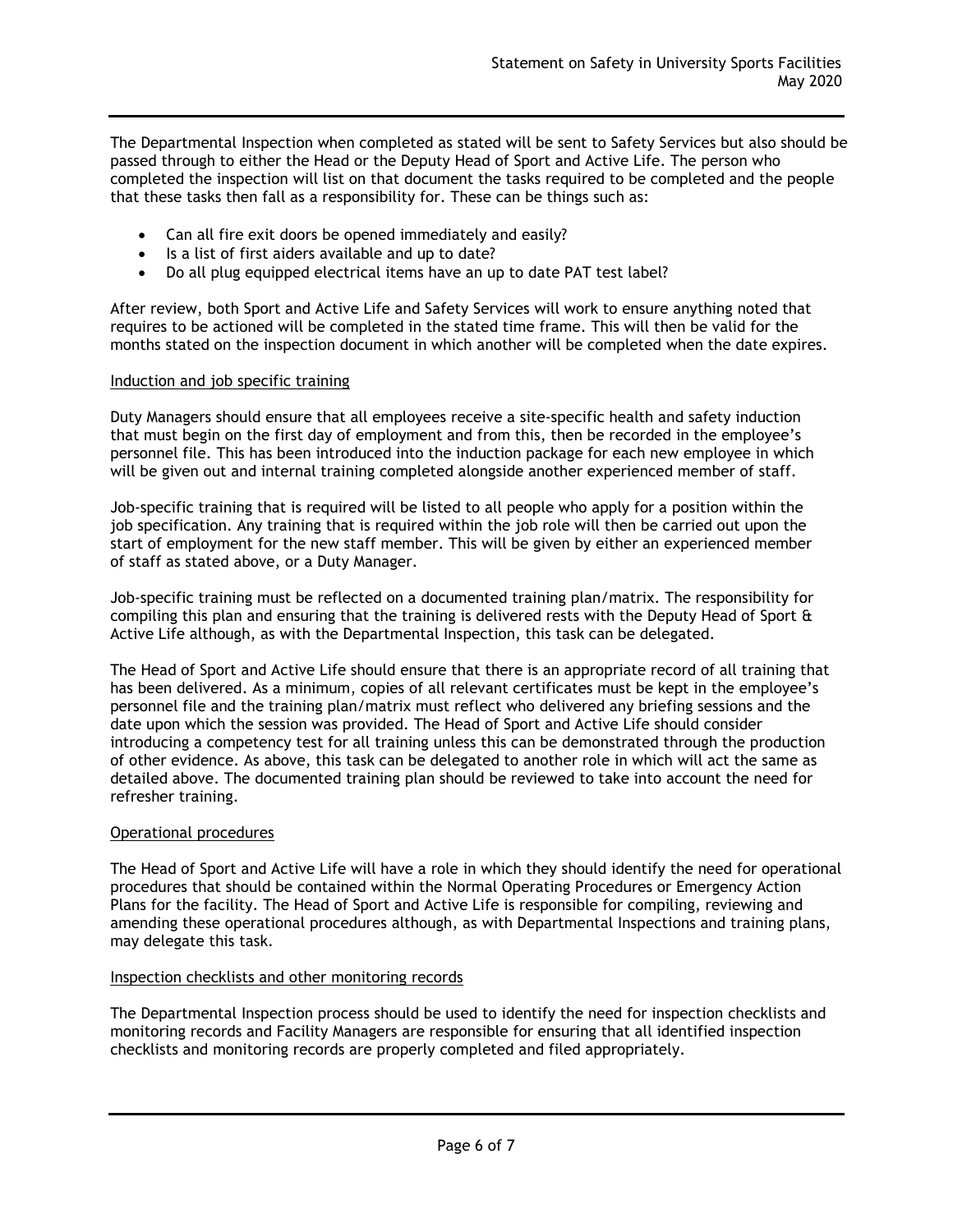The Departmental Inspection when completed as stated will be sent to Safety Services but also should be passed through to either the Head or the Deputy Head of Sport and Active Life. The person who completed the inspection will list on that document the tasks required to be completed and the people that these tasks then fall as a responsibility for. These can be things such as:

- Can all fire exit doors be opened immediately and easily?
- Is a list of first aiders available and up to date?
- Do all plug equipped electrical items have an up to date PAT test label?

After review, both Sport and Active Life and Safety Services will work to ensure anything noted that requires to be actioned will be completed in the stated time frame. This will then be valid for the months stated on the inspection document in which another will be completed when the date expires.

## Induction and job specific training

Duty Managers should ensure that all employees receive a site-specific health and safety induction that must begin on the first day of employment and from this, then be recorded in the employee's personnel file. This has been introduced into the induction package for each new employee in which will be given out and internal training completed alongside another experienced member of staff.

Job-specific training that is required will be listed to all people who apply for a position within the job specification. Any training that is required within the job role will then be carried out upon the start of employment for the new staff member. This will be given by either an experienced member of staff as stated above, or a Duty Manager.

Job-specific training must be reflected on a documented training plan/matrix. The responsibility for compiling this plan and ensuring that the training is delivered rests with the Deputy Head of Sport & Active Life although, as with the Departmental Inspection, this task can be delegated.

The Head of Sport and Active Life should ensure that there is an appropriate record of all training that has been delivered. As a minimum, copies of all relevant certificates must be kept in the employee's personnel file and the training plan/matrix must reflect who delivered any briefing sessions and the date upon which the session was provided. The Head of Sport and Active Life should consider introducing a competency test for all training unless this can be demonstrated through the production of other evidence. As above, this task can be delegated to another role in which will act the same as detailed above. The documented training plan should be reviewed to take into account the need for refresher training.

## Operational procedures

The Head of Sport and Active Life will have a role in which they should identify the need for operational procedures that should be contained within the Normal Operating Procedures or Emergency Action Plans for the facility. The Head of Sport and Active Life is responsible for compiling, reviewing and amending these operational procedures although, as with Departmental Inspections and training plans, may delegate this task.

## Inspection checklists and other monitoring records

The Departmental Inspection process should be used to identify the need for inspection checklists and monitoring records and Facility Managers are responsible for ensuring that all identified inspection checklists and monitoring records are properly completed and filed appropriately.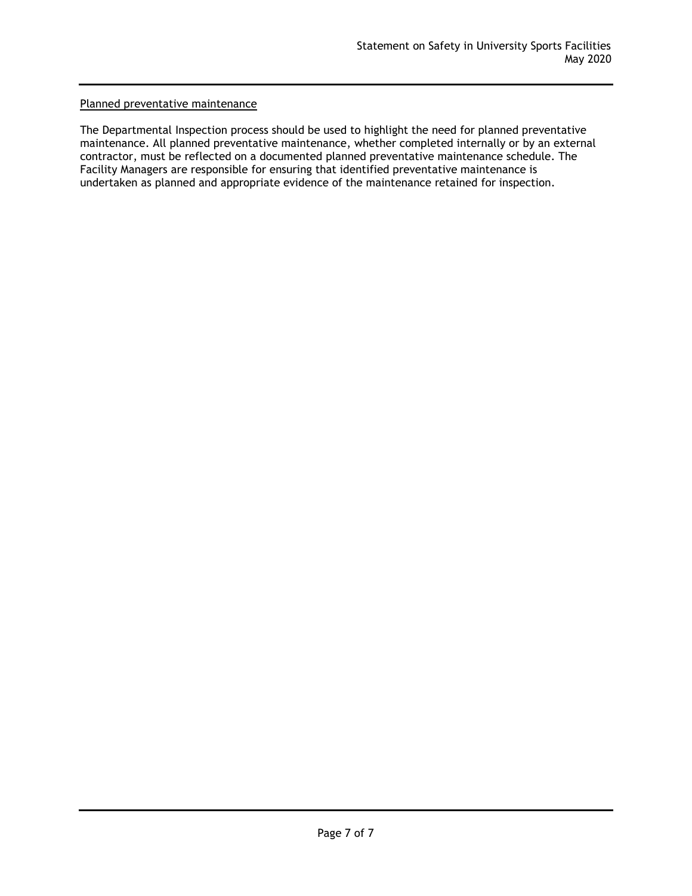Planned preventative maintenance

The Departmental Inspection process should be used to highlight the need for planned preventative maintenance. All planned preventative maintenance, whether completed internally or by an external contractor, must be reflected on a documented planned preventative maintenance schedule. The Facility Managers are responsible for ensuring that identified preventative maintenance is undertaken as planned and appropriate evidence of the maintenance retained for inspection.